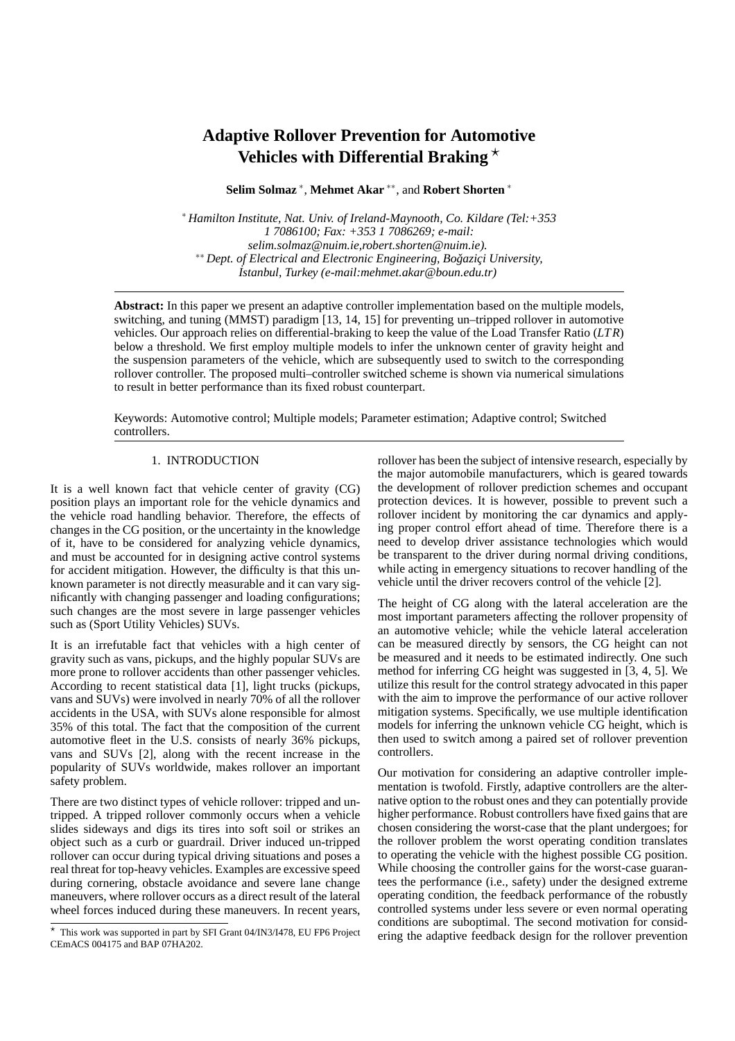# Adaptive Rollover Prevention for Automotive Vehicles with Differential Braking ⋆

**Selim Solmaz** [*], **Mehmet Akar** [**], and **Robert Shorten** [*]

[*] *Hamilton Institute, Nat. Univ. of Ireland-Maynooth, Co. Kildare (Tel:+353 1 7086100; Fax: +353 1 7086269; e-mail: selim.solmaz@nuim.ie,robert.shorten@nuim.ie).*
[**] *Dept. of Electrical and Electronic Engineering, Boğaziçi University, İstanbul, Turkey (e-mail:mehmet.akar@boun.edu.tr)*

---

**Abstract:** In this paper we present an adaptive controller implementation based on the multiple models, switching, and tuning (MMST) paradigm [13, 14, 15] for preventing un–tripped rollover in automotive vehicles. Our approach relies on differential-braking to keep the value of the Load Transfer Ratio ($LTR$) below a threshold. We first employ multiple models to infer the unknown center of gravity height and the suspension parameters of the vehicle, which are subsequently used to switch to the corresponding rollover controller. The proposed multi–controller switched scheme is shown via numerical simulations to result in better performance than its fixed robust counterpart.

Keywords: Automotive control; Multiple models; Parameter estimation; Adaptive control; Switched controllers.

---

## 1. INTRODUCTION

It is a well known fact that vehicle center of gravity (CG) position plays an important role for the vehicle dynamics and the vehicle road handling behavior. Therefore, the effects of changes in the CG position, or the uncertainty in the knowledge of it, have to be considered for analyzing vehicle dynamics, and must be accounted for in designing active control systems for accident mitigation. However, the difficulty is that this unknown parameter is not directly measurable and it can vary significantly with changing passenger and loading configurations; such changes are the most severe in large passenger vehicles such as (Sport Utility Vehicles) SUVs.

It is an irrefutable fact that vehicles with a high center of gravity such as vans, pickups, and the highly popular SUVs are more prone to rollover accidents than other passenger vehicles. According to recent statistical data [1], light trucks (pickups, vans and SUVs) were involved in nearly 70% of all the rollover accidents in the USA, with SUVs alone responsible for almost 35% of this total. The fact that the composition of the current automotive fleet in the U.S. consists of nearly 36% pickups, vans and SUVs [2], along with the recent increase in the popularity of SUVs worldwide, makes rollover an important safety problem.

There are two distinct types of vehicle rollover: tripped and un-tripped. A tripped rollover commonly occurs when a vehicle slides sideways and digs its tires into soft soil or strikes an object such as a curb or guardrail. Driver induced un-tripped rollover can occur during typical driving situations and poses a real threat for top-heavy vehicles. Examples are excessive speed during cornering, obstacle avoidance and severe lane change maneuvers, where rollover occurs as a direct result of the lateral wheel forces induced during these maneuvers. In recent years, rollover has been the subject of intensive research, especially by the major automobile manufacturers, which is geared towards the development of rollover prediction schemes and occupant protection devices. It is however, possible to prevent such a rollover incident by monitoring the car dynamics and applying proper control effort ahead of time. Therefore there is a need to develop driver assistance technologies which would be transparent to the driver during normal driving conditions, while acting in emergency situations to recover handling of the vehicle until the driver recovers control of the vehicle [2].

The height of CG along with the lateral acceleration are the most important parameters affecting the rollover propensity of an automotive vehicle; while the vehicle lateral acceleration can be measured directly by sensors, the CG height can not be measured and it needs to be estimated indirectly. One such method for inferring CG height was suggested in [3, 4, 5]. We utilize this result for the control strategy advocated in this paper with the aim to improve the performance of our active rollover mitigation systems. Specifically, we use multiple identification models for inferring the unknown vehicle CG height, which is then used to switch among a paired set of rollover prevention controllers.

Our motivation for considering an adaptive controller implementation is twofold. Firstly, adaptive controllers are the alternative option to the robust ones and they can potentially provide higher performance. Robust controllers have fixed gains that are chosen considering the worst-case that the plant undergoes; for the rollover problem the worst operating condition translates to operating the vehicle with the highest possible CG position. While choosing the controller gains for the worst-case guarantees the performance (i.e., safety) under the designed extreme operating condition, the feedback performance of the robustly controlled systems under less severe or even normal operating conditions are suboptimal. The second motivation for considering the adaptive feedback design for the rollover prevention

---

⋆ This work was supported in part by SFI Grant 04/IN3/I478, EU FP6 Project CEmACS 004175 and BAP 07HA202.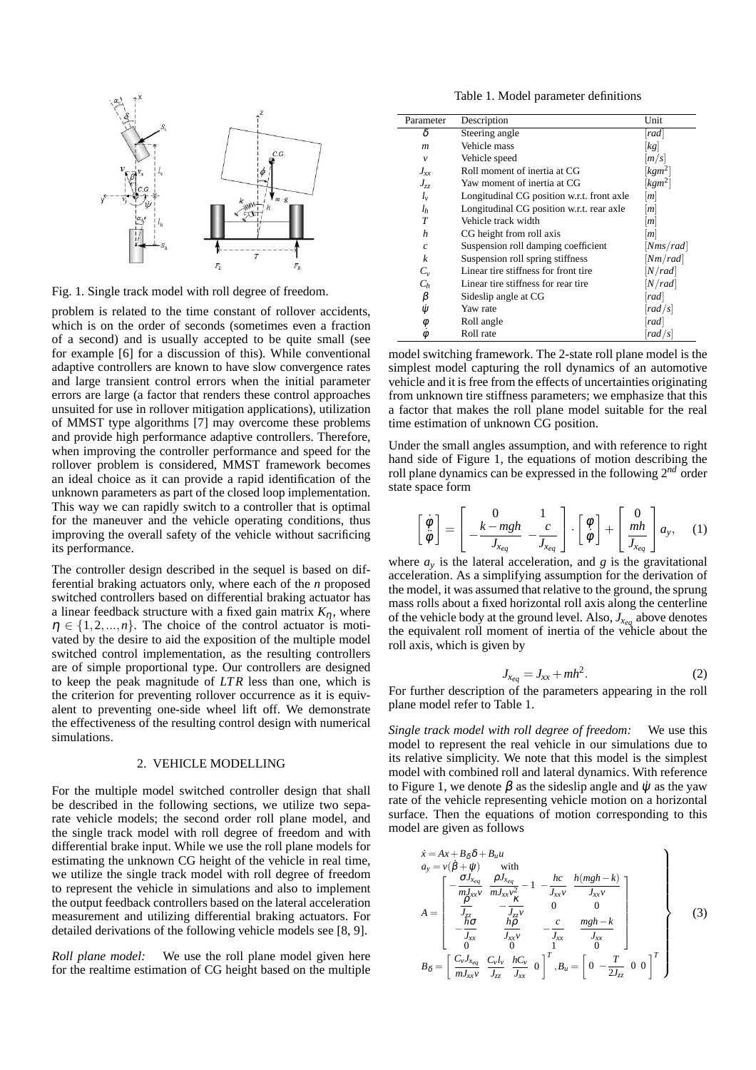Fig. 1. Single track model with roll degree of freedom.

problem is related to the time constant of rollover accidents, which is on the order of seconds (sometimes even a fraction of a second) and is usually accepted to be quite small (see for example [6] for a discussion of this). While conventional adaptive controllers are known to have slow convergence rates and large transient control errors when the initial parameter errors are large (a factor that renders these control approaches unsuited for use in rollover mitigation applications), utilization of MMST type algorithms [7] may overcome these problems and provide high performance adaptive controllers. Therefore, when improving the controller performance and speed for the rollover problem is considered, MMST framework becomes an ideal choice as it can provide a rapid identification of the unknown parameters as part of the closed loop implementation. This way we can rapidly switch to a controller that is optimal for the maneuver and the vehicle operating conditions, thus improving the overall safety of the vehicle without sacrificing its performance.

The controller design described in the sequel is based on differential braking actuators only, where each of the $n$ proposed switched controllers based on differential braking actuator has a linear feedback structure with a fixed gain matrix $K_\eta$, where $\eta \in \{1,2,...,n\}$. The choice of the control actuator is motivated by the desire to aid the exposition of the multiple model switched control implementation, as the resulting controllers are of simple proportional type. Our controllers are designed to keep the peak magnitude of $LTR$ less than one, which is the criterion for preventing rollover occurrence as it is equivalent to preventing one-side wheel lift off. We demonstrate the effectiveness of the resulting control design with numerical simulations.

## 2. VEHICLE MODELLING

For the multiple model switched controller design that shall be described in the following sections, we utilize two separate vehicle models; the second order roll plane model, and the single track model with roll degree of freedom and with differential brake input. While we use the roll plane models for estimating the unknown CG height of the vehicle in real time, we utilize the single track model with roll degree of freedom to represent the vehicle in simulations and also to implement the output feedback controllers based on the lateral acceleration measurement and utilizing differential braking actuators. For detailed derivations of the following vehicle models see [8, 9].

*Roll plane model:* We use the roll plane model given here for the realtime estimation of CG height based on the multiple model switching framework. The 2-state roll plane model is the simplest model capturing the roll dynamics of an automotive vehicle and it is free from the effects of uncertainties originating from unknown tire stiffness parameters; we emphasize that this a factor that makes the roll plane model suitable for the real time estimation of unknown CG position.

Table 1. Model parameter definitions

| Parameter | Description | Unit |
|---|---|---|
| $\delta$ | Steering angle | $[rad]$ |
| $m$ | Vehicle mass | $[kg]$ |
| $v$ | Vehicle speed | $[m/s]$ |
| $J_{xx}$ | Roll moment of inertia at CG | $[kgm^2]$ |
| $J_{zz}$ | Yaw moment of inertia at CG | $[kgm^2]$ |
| $l_v$ | Longitudinal CG position w.r.t. front axle | $[m]$ |
| $l_h$ | Longitudinal CG position w.r.t. rear axle | $[m]$ |
| $T$ | Vehicle track width | $[m]$ |
| $h$ | CG height from roll axis | $[m]$ |
| $c$ | Suspension roll damping coefficient | $[Nms/rad]$ |
| $k$ | Suspension roll spring stiffness | $[Nm/rad]$ |
| $C_v$ | Linear tire stiffness for front tire | $[N/rad]$ |
| $C_h$ | Linear tire stiffness for rear tire | $[N/rad]$ |
| $\beta$ | Sideslip angle at CG | $[rad]$ |
| $\dot{\psi}$ | Yaw rate | $[rad/s]$ |
| $\phi$ | Roll angle | $[rad]$ |
| $\dot{\phi}$ | Roll rate | $[rad/s]$ |

Under the small angles assumption, and with reference to right hand side of Figure 1, the equations of motion describing the roll plane dynamics can be expressed in the following $2^{nd}$ order state space form

$$\begin{bmatrix} \dot{\phi} \\ \ddot{\phi} \end{bmatrix} = \begin{bmatrix} 0 & 1 \\ -\dfrac{k-mgh}{J_{x_{eq}}} & -\dfrac{c}{J_{x_{eq}}} \end{bmatrix} \cdot \begin{bmatrix} \phi \\ \dot{\phi} \end{bmatrix} + \begin{bmatrix} 0 \\ \dfrac{mh}{J_{x_{eq}}} \end{bmatrix} a_y, \quad (1)$$

where $a_y$ is the lateral acceleration, and $g$ is the gravitational acceleration. As a simplifying assumption for the derivation of the model, it was assumed that relative to the ground, the sprung mass rolls about a fixed horizontal roll axis along the centerline of the vehicle body at the ground level. Also, $J_{x_{eq}}$ above denotes the equivalent roll moment of inertia of the vehicle about the roll axis, which is given by

$$J_{x_{eq}} = J_{xx} + mh^2. \quad (2)$$

For further description of the parameters appearing in the roll plane model refer to Table 1.

*Single track model with roll degree of freedom:* We use this model to represent the real vehicle in our simulations due to its relative simplicity. We note that this model is the simplest model with combined roll and lateral dynamics. With reference to Figure 1, we denote $\beta$ as the sideslip angle and $\dot{\psi}$ as the yaw rate of the vehicle representing vehicle motion on a horizontal surface. Then the equations of motion corresponding to this model are given as follows

$$\left.\begin{aligned} &\dot{x} = Ax + B_\delta \delta + B_u u \\ &a_y = v(\dot{\beta} + \dot{\psi}) \qquad \text{with} \\ &A = \begin{bmatrix} -\dfrac{\sigma J_{x_{eq}}}{mJ_{xx}v} & \dfrac{\rho J_{x_{eq}}}{mJ_{xx}v^2} - 1 & -\dfrac{hc}{J_{xx}v} & \dfrac{h(mgh-k)}{J_{xx}v} \\ \dfrac{\rho}{J_{zz}} & -\dfrac{\kappa}{J_{zz}v} & 0 & 0 \\ -\dfrac{h\sigma}{J_{xx}} & \dfrac{h\rho}{J_{xx}v} & -\dfrac{c}{J_{xx}} & \dfrac{mgh-k}{J_{xx}} \\ 0 & 0 & 1 & 0 \end{bmatrix} \\ &B_\delta = \begin{bmatrix} \dfrac{C_v J_{x_{eq}}}{mJ_{xx}v} & \dfrac{C_v l_v}{J_{zz}} & \dfrac{hC_v}{J_{xx}} & 0 \end{bmatrix}^T, B_u = \begin{bmatrix} 0 & -\dfrac{T}{2J_{zz}} & 0 & 0 \end{bmatrix}^T \end{aligned}\right\} \quad (3)$$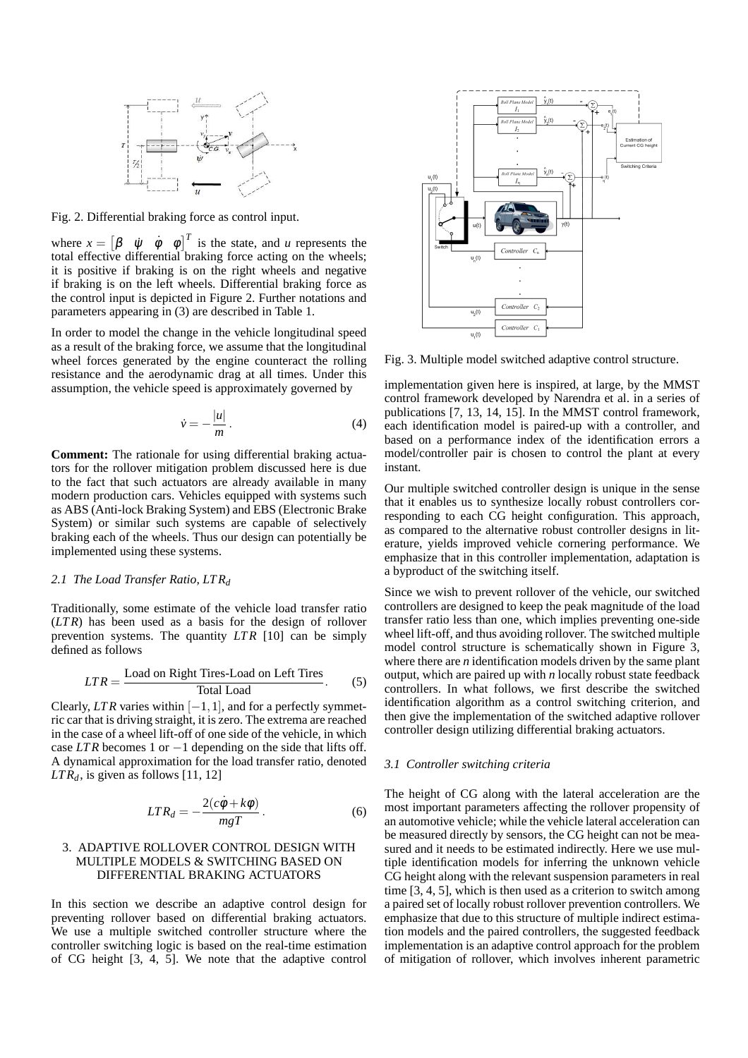Fig. 2. Differential braking force as control input.

where $x = \begin{bmatrix} \beta & \dot{\psi} & \dot{\phi} & \phi \end{bmatrix}^T$ is the state, and $u$ represents the total effective differential braking force acting on the wheels; it is positive if braking is on the right wheels and negative if braking is on the left wheels. Differential braking force as the control input is depicted in Figure 2. Further notations and parameters appearing in (3) are described in Table 1.

In order to model the change in the vehicle longitudinal speed as a result of the braking force, we assume that the longitudinal wheel forces generated by the engine counteract the rolling resistance and the aerodynamic drag at all times. Under this assumption, the vehicle speed is approximately governed by

$$\dot{v} = -\frac{|u|}{m}. \tag{4}$$

**Comment:** The rationale for using differential braking actuators for the rollover mitigation problem discussed here is due to the fact that such actuators are already available in many modern production cars. Vehicles equipped with systems such as ABS (Anti-lock Braking System) and EBS (Electronic Brake System) or similar such systems are capable of selectively braking each of the wheels. Thus our design can potentially be implemented using these systems.

### 2.1 The Load Transfer Ratio, $LTR_d$

Traditionally, some estimate of the vehicle load transfer ratio ($LTR$) has been used as a basis for the design of rollover prevention systems. The quantity $LTR$ [10] can be simply defined as follows

$$LTR = \frac{\text{Load on Right Tires-Load on Left Tires}}{\text{Total Load}}. \tag{5}$$

Clearly, $LTR$ varies within $[-1, 1]$, and for a perfectly symmetric car that is driving straight, it is zero. The extrema are reached in the case of a wheel lift-off of one side of the vehicle, in which case $LTR$ becomes 1 or $-1$ depending on the side that lifts off. A dynamical approximation for the load transfer ratio, denoted $LTR_d$, is given as follows [11, 12]

$$LTR_d = -\frac{2(c\dot{\phi} + k\phi)}{mgT}. \tag{6}$$

## 3. ADAPTIVE ROLLOVER CONTROL DESIGN WITH MULTIPLE MODELS & SWITCHING BASED ON DIFFERENTIAL BRAKING ACTUATORS

In this section we describe an adaptive control design for preventing rollover based on differential braking actuators. We use a multiple switched controller structure where the controller switching logic is based on the real-time estimation of CG height [3, 4, 5]. We note that the adaptive control implementation given here is inspired, at large, by the MMST control framework developed by Narendra et al. in a series of publications [7, 13, 14, 15]. In the MMST control framework, each identification model is paired-up with a controller, and based on a performance index of the identification errors a model/controller pair is chosen to control the plant at every instant.

Fig. 3. Multiple model switched adaptive control structure.

Our multiple switched controller design is unique in the sense that it enables us to synthesize locally robust controllers corresponding to each CG height configuration. This approach, as compared to the alternative robust controller designs in literature, yields improved vehicle cornering performance. We emphasize that in this controller implementation, adaptation is a byproduct of the switching itself.

Since we wish to prevent rollover of the vehicle, our switched controllers are designed to keep the peak magnitude of the load transfer ratio less than one, which implies preventing one-side wheel lift-off, and thus avoiding rollover. The switched multiple model control structure is schematically shown in Figure 3, where there are $n$ identification models driven by the same plant output, which are paired up with $n$ locally robust state feedback controllers. In what follows, we first describe the switched identification algorithm as a control switching criterion, and then give the implementation of the switched adaptive rollover controller design utilizing differential braking actuators.

### 3.1 Controller switching criteria

The height of CG along with the lateral acceleration are the most important parameters affecting the rollover propensity of an automotive vehicle; while the vehicle lateral acceleration can be measured directly by sensors, the CG height can not be measured and it needs to be estimated indirectly. Here we use multiple identification models for inferring the unknown vehicle CG height along with the relevant suspension parameters in real time [3, 4, 5], which is then used as a criterion to switch among a paired set of locally robust rollover prevention controllers. We emphasize that due to this structure of multiple indirect estimation models and the paired controllers, the suggested feedback implementation is an adaptive control approach for the problem of mitigation of rollover, which involves inherent parametric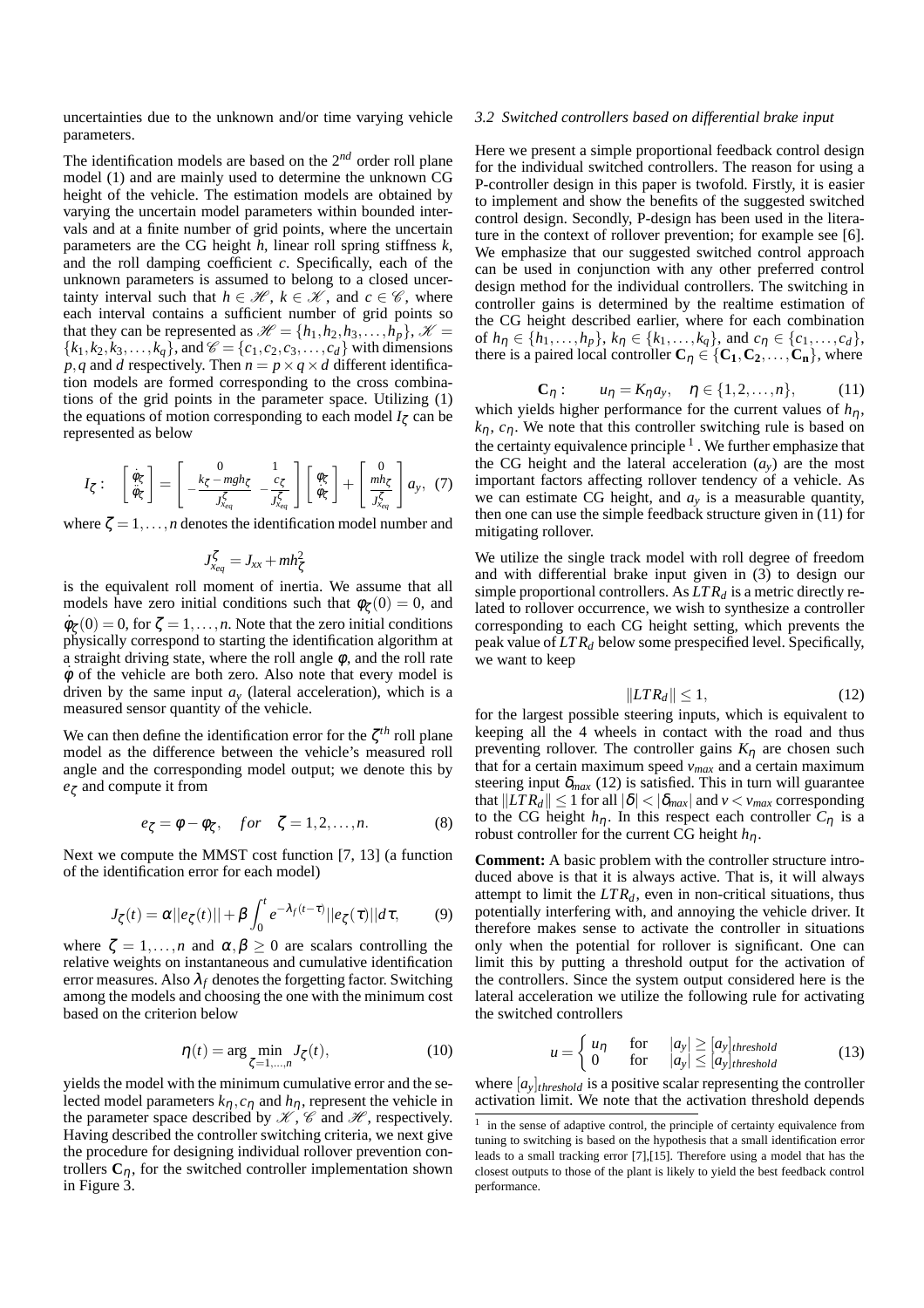uncertainties due to the unknown and/or time varying vehicle parameters.

The identification models are based on the $2^{nd}$ order roll plane model (1) and are mainly used to determine the unknown CG height of the vehicle. The estimation models are obtained by varying the uncertain model parameters within bounded intervals and at a finite number of grid points, where the uncertain parameters are the CG height $h$, linear roll spring stiffness $k$, and the roll damping coefficient $c$. Specifically, each of the unknown parameters is assumed to belong to a closed uncertainty interval such that $h \in \mathscr{H}$, $k \in \mathscr{K}$, and $c \in \mathscr{C}$, where each interval contains a sufficient number of grid points so that they can be represented as $\mathscr{H} = \{h_1, h_2, h_3, \ldots, h_p\}$, $\mathscr{K} = \{k_1, k_2, k_3, \ldots, k_q\}$, and $\mathscr{C} = \{c_1, c_2, c_3, \ldots, c_d\}$ with dimensions $p, q$ and $d$ respectively. Then $n = p \times q \times d$ different identification models are formed corresponding to the cross combinations of the grid points in the parameter space. Utilizing (1) the equations of motion corresponding to each model $I_\zeta$ can be represented as below

$$I_\zeta : \quad \begin{bmatrix} \dot{\phi}_\zeta \\ \ddot{\phi}_\zeta \end{bmatrix} = \begin{bmatrix} 0 & 1 \\ -\frac{k_\zeta - mgh_\zeta}{J^\zeta_{x_{eq}}} & -\frac{c_\zeta}{J^\zeta_{x_{eq}}} \end{bmatrix} \begin{bmatrix} \phi_\zeta \\ \dot{\phi}_\zeta \end{bmatrix} + \begin{bmatrix} 0 \\ \frac{mh_\zeta}{J^\zeta_{x_{eq}}} \end{bmatrix} a_y, \quad (7)$$

where $\zeta = 1, \ldots, n$ denotes the identification model number and

$$J^\zeta_{x_{eq}} = J_{xx} + mh^2_\zeta$$

is the equivalent roll moment of inertia. We assume that all models have zero initial conditions such that $\phi_\zeta(0) = 0$, and $\dot{\phi}_\zeta(0) = 0$, for $\zeta = 1, \ldots, n$. Note that the zero initial conditions physically correspond to starting the identification algorithm at a straight driving state, where the roll angle $\phi$, and the roll rate $\dot{\phi}$ of the vehicle are both zero. Also note that every model is driven by the same input $a_y$ (lateral acceleration), which is a measured sensor quantity of the vehicle.

We can then define the identification error for the $\zeta^{th}$ roll plane model as the difference between the vehicle's measured roll angle and the corresponding model output; we denote this by $e_\zeta$ and compute it from

$$e_\zeta = \phi - \phi_\zeta, \quad for \quad \zeta = 1, 2, \ldots, n. \quad (8)$$

Next we compute the MMST cost function [7, 13] (a function of the identification error for each model)

$$J_\zeta(t) = \alpha ||e_\zeta(t)|| + \beta \int_0^t e^{-\lambda_f (t-\tau)} ||e_\zeta(\tau)|| d\tau, \quad (9)$$

where $\zeta = 1, \ldots, n$ and $\alpha, \beta \geq 0$ are scalars controlling the relative weights on instantaneous and cumulative identification error measures. Also $\lambda_f$ denotes the forgetting factor. Switching among the models and choosing the one with the minimum cost based on the criterion below

$$\eta(t) = \arg \min_{\zeta = 1, \ldots, n} J_\zeta(t), \quad (10)$$

yields the model with the minimum cumulative error and the selected model parameters $k_\eta, c_\eta$ and $h_\eta$, represent the vehicle in the parameter space described by $\mathscr{K}$, $\mathscr{C}$ and $\mathscr{H}$, respectively. Having described the controller switching criteria, we next give the procedure for designing individual rollover prevention controllers $\mathbf{C}_\eta$, for the switched controller implementation shown in Figure 3.

### *3.2 Switched controllers based on differential brake input*

Here we present a simple proportional feedback control design for the individual switched controllers. The reason for using a P-controller design in this paper is twofold. Firstly, it is easier to implement and show the benefits of the suggested switched control design. Secondly, P-design has been used in the literature in the context of rollover prevention; for example see [6]. We emphasize that our suggested switched control approach can be used in conjunction with any other preferred control design method for the individual controllers. The switching in controller gains is determined by the realtime estimation of the CG height described earlier, where for each combination of $h_\eta \in \{h_1, \ldots, h_p\}$, $k_\eta \in \{k_1, \ldots, k_q\}$, and $c_\eta \in \{c_1, \ldots, c_d\}$, there is a paired local controller $\mathbf{C}_\eta \in \{\mathbf{C_1}, \mathbf{C_2}, \ldots, \mathbf{C_n}\}$, where

$$\mathbf{C}_\eta : \qquad u_\eta = K_\eta a_y, \quad \eta \in \{1, 2, \ldots, n\}, \quad (11)$$

which yields higher performance for the current values of $h_\eta$, $k_\eta$, $c_\eta$. We note that this controller switching rule is based on the certainty equivalence principle [1]. We further emphasize that the CG height and the lateral acceleration ($a_y$) are the most important factors affecting rollover tendency of a vehicle. As we can estimate CG height, and $a_y$ is a measurable quantity, then one can use the simple feedback structure given in (11) for mitigating rollover.

We utilize the single track model with roll degree of freedom and with differential brake input given in (3) to design our simple proportional controllers. As $LTR_d$ is a metric directly related to rollover occurrence, we wish to synthesize a controller corresponding to each CG height setting, which prevents the peak value of $LTR_d$ below some prespecified level. Specifically, we want to keep

$$\|LTR_d\| \leq 1, \quad (12)$$

for the largest possible steering inputs, which is equivalent to keeping all the 4 wheels in contact with the road and thus preventing rollover. The controller gains $K_\eta$ are chosen such that for a certain maximum speed $v_{max}$ and a certain maximum steering input $\delta_{max}$ (12) is satisfied. This in turn will guarantee that $\|LTR_d\| \leq 1$ for all $|\delta| < |\delta_{max}|$ and $v < v_{max}$ corresponding to the CG height $h_\eta$. In this respect each controller $C_\eta$ is a robust controller for the current CG height $h_\eta$.

**Comment:** A basic problem with the controller structure introduced above is that it is always active. That is, it will always attempt to limit the $LTR_d$, even in non-critical situations, thus potentially interfering with, and annoying the vehicle driver. It therefore makes sense to activate the controller in situations only when the potential for rollover is significant. One can limit this by putting a threshold output for the activation of the controllers. Since the system output considered here is the lateral acceleration we utilize the following rule for activating the switched controllers

$$u = \begin{cases} u_\eta & \text{for} \quad |a_y| \geq [a_y]_{threshold} \\ 0 & \text{for} \quad |a_y| \leq [a_y]_{threshold} \end{cases} \quad (13)$$

where $[a_y]_{threshold}$ is a positive scalar representing the controller activation limit. We note that the activation threshold depends

[1] in the sense of adaptive control, the principle of certainty equivalence from tuning to switching is based on the hypothesis that a small identification error leads to a small tracking error [7],[15]. Therefore using a model that has the closest outputs to those of the plant is likely to yield the best feedback control performance.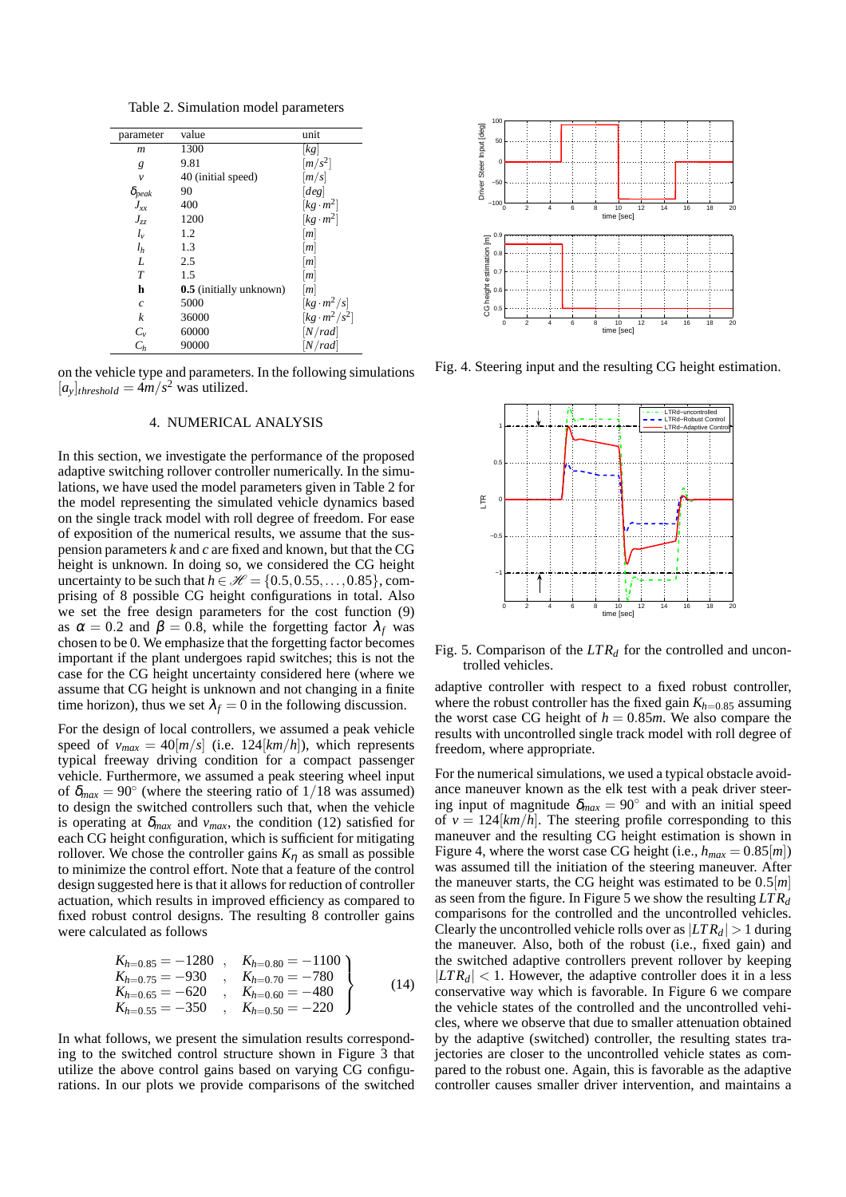Table 2. Simulation model parameters

| parameter | value | unit |
|---|---|---|
| $m$ | 1300 | $[kg]$ |
| $g$ | 9.81 | $[m/s^2]$ |
| $v$ | 40 (initial speed) | $[m/s]$ |
| $\delta_{peak}$ | 90 | $[deg]$ |
| $J_{xx}$ | 400 | $[kg \cdot m^2]$ |
| $J_{zz}$ | 1200 | $[kg \cdot m^2]$ |
| $l_v$ | 1.2 | $[m]$ |
| $l_h$ | 1.3 | $[m]$ |
| $L$ | 2.5 | $[m]$ |
| $T$ | 1.5 | $[m]$ |
| **h** | **0.5** (initially unknown) | $[m]$ |
| $c$ | 5000 | $[kg \cdot m^2/s]$ |
| $k$ | 36000 | $[kg \cdot m^2/s^2]$ |
| $C_v$ | 60000 | $[N/rad]$ |
| $C_h$ | 90000 | $[N/rad]$ |

on the vehicle type and parameters. In the following simulations $[a_y]_{threshold} = 4m/s^2$ was utilized.

## 4. NUMERICAL ANALYSIS

In this section, we investigate the performance of the proposed adaptive switching rollover controller numerically. In the simulations, we have used the model parameters given in Table 2 for the model representing the simulated vehicle dynamics based on the single track model with roll degree of freedom. For ease of exposition of the numerical results, we assume that the suspension parameters $k$ and $c$ are fixed and known, but that the CG height is unknown. In doing so, we considered the CG height uncertainty to be such that $h \in \mathscr{H} = \{0.5, 0.55, \ldots, 0.85\}$, comprising of 8 possible CG height configurations in total. Also we set the free design parameters for the cost function (9) as $\alpha = 0.2$ and $\beta = 0.8$, while the forgetting factor $\lambda_f$ was chosen to be 0. We emphasize that the forgetting factor becomes important if the plant undergoes rapid switches; this is not the case for the CG height uncertainty considered here (where we assume that CG height is unknown and not changing in a finite time horizon), thus we set $\lambda_f = 0$ in the following discussion.

For the design of local controllers, we assumed a peak vehicle speed of $v_{max} = 40[m/s]$ (i.e. $124[km/h]$), which represents typical freeway driving condition for a compact passenger vehicle. Furthermore, we assumed a peak steering wheel input of $\delta_{max} = 90^\circ$ (where the steering ratio of $1/18$ was assumed) to design the switched controllers such that, when the vehicle is operating at $\delta_{max}$ and $v_{max}$, the condition (12) satisfied for each CG height configuration, which is sufficient for mitigating rollover. We chose the controller gains $K_\eta$ as small as possible to minimize the control effort. Note that a feature of the control design suggested here is that it allows for reduction of controller actuation, which results in improved efficiency as compared to fixed robust control designs. The resulting 8 controller gains were calculated as follows

$$\left.\begin{array}{lll} K_{h=0.85} = -1280 & , & K_{h=0.80} = -1100 \\ K_{h=0.75} = -930 & , & K_{h=0.70} = -780 \\ K_{h=0.65} = -620 & , & K_{h=0.60} = -480 \\ K_{h=0.55} = -350 & , & K_{h=0.50} = -220 \end{array}\right\} \tag{14}$$

In what follows, we present the simulation results corresponding to the switched control structure shown in Figure 3 that utilize the above control gains based on varying CG configurations. In our plots we provide comparisons of the switched adaptive controller with respect to a fixed robust controller, where the robust controller has the fixed gain $K_{h=0.85}$ assuming the worst case CG height of $h = 0.85m$. We also compare the results with uncontrolled single track model with roll degree of freedom, where appropriate.

Fig. 4. Steering input and the resulting CG height estimation.

Fig. 5. Comparison of the $LTR_d$ for the controlled and uncontrolled vehicles.

For the numerical simulations, we used a typical obstacle avoidance maneuver known as the elk test with a peak driver steering input of magnitude $\delta_{max} = 90^\circ$ and with an initial speed of $v = 124[km/h]$. The steering profile corresponding to this maneuver and the resulting CG height estimation is shown in Figure 4, where the worst case CG height (i.e., $h_{max} = 0.85[m]$) was assumed till the initiation of the steering maneuver. After the maneuver starts, the CG height was estimated to be $0.5[m]$ as seen from the figure. In Figure 5 we show the resulting $LTR_d$ comparisons for the controlled and the uncontrolled vehicles. Clearly the uncontrolled vehicle rolls over as $|LTR_d| > 1$ during the maneuver. Also, both of the robust (i.e., fixed gain) and the switched adaptive controllers prevent rollover by keeping $|LTR_d| < 1$. However, the adaptive controller does it in a less conservative way which is favorable. In Figure 6 we compare the vehicle states of the controlled and the uncontrolled vehicles, where we observe that due to smaller attenuation obtained by the adaptive (switched) controller, the resulting states trajectories are closer to the uncontrolled vehicle states as compared to the robust one. Again, this is favorable as the adaptive controller causes smaller driver intervention, and maintains a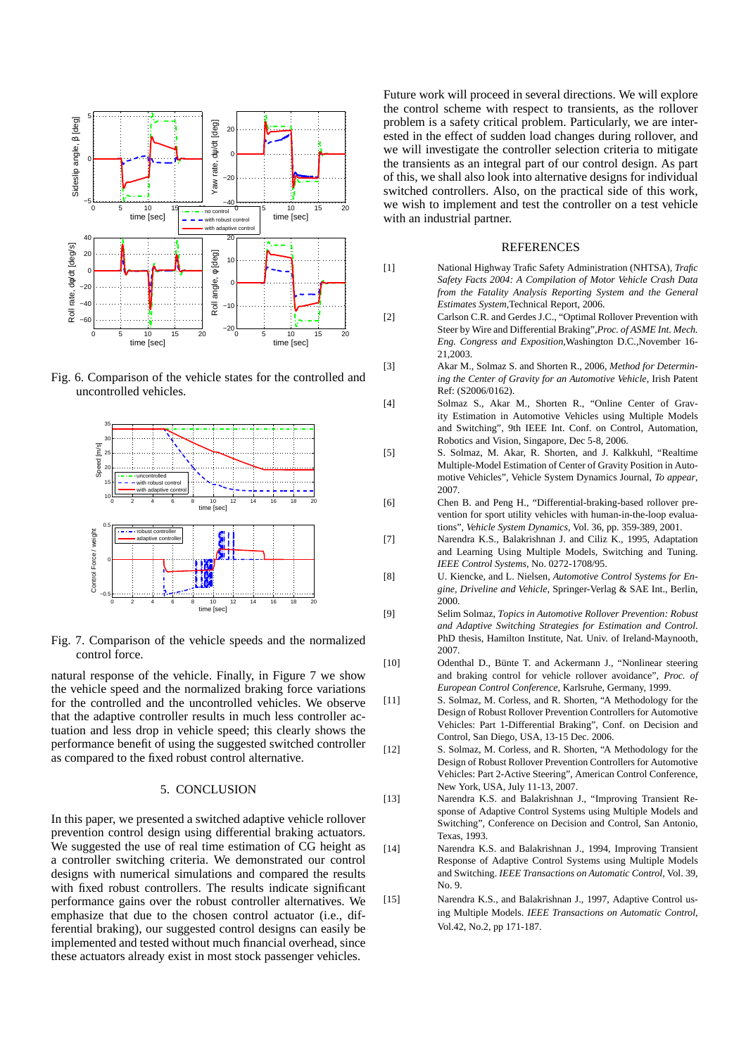Sideslip angle, β [deg]
5
0
−5
0 5 10 15
time [sec]

Yaw rate, dψ/dt [deg]
20
0
−20
−40
0 5 10 15 20
time [secl

no control
with robust control
with adaptive control

Roll rate, dφ/dt [deg/s]
40
20
0
−20
−40
−60
0 5 10 15 20
time [sec]

Roll angle, φ [deg]
20
10
0
−10
−20
0 5 10 15 20
time [sec]

Fig. 6. Comparison of the vehicle states for the controlled and uncontrolled vehicles.

Speed [m/s]
35
30
25
20
15
10
0 2 4 6 8 10 12 14 16 18 20
time [sec]

uncontrolled
with robust control
with adaptive control

Control Force / weight
0.5
0
−0.5
0 2 4 6 8 10 12 14 16 18 20
time [sec]

robust controller
adaptive controller

Fig. 7. Comparison of the vehicle speeds and the normalized control force.

natural response of the vehicle. Finally, in Figure 7 we show the vehicle speed and the normalized braking force variations for the controlled and the uncontrolled vehicles. We observe that the adaptive controller results in much less controller actuation and less drop in vehicle speed; this clearly shows the performance benefit of using the suggested switched controller as compared to the fixed robust control alternative.

## 5. CONCLUSION

In this paper, we presented a switched adaptive vehicle rollover prevention control design using differential braking actuators. We suggested the use of real time estimation of CG height as a controller switching criteria. We demonstrated our control designs with numerical simulations and compared the results with fixed robust controllers. The results indicate significant performance gains over the robust controller alternatives. We emphasize that due to the chosen control actuator (i.e., differential braking), our suggested control designs can easily be implemented and tested without much financial overhead, since these actuators already exist in most stock passenger vehicles.

Future work will proceed in several directions. We will explore the control scheme with respect to transients, as the rollover problem is a safety critical problem. Particularly, we are interested in the effect of sudden load changes during rollover, and we will investigate the controller selection criteria to mitigate the transients as an integral part of our control design. As part of this, we shall also look into alternative designs for individual switched controllers. Also, on the practical side of this work, we wish to implement and test the controller on a test vehicle with an industrial partner.

## REFERENCES

[1] National Highway Trafic Safety Administration (NHTSA), *Trafic Safety Facts 2004: A Compilation of Motor Vehicle Crash Data from the Fatality Analysis Reporting System and the General Estimates System*,Technical Report, 2006.

[2] Carlson C.R. and Gerdes J.C., "Optimal Rollover Prevention with Steer by Wire and Differential Braking",*Proc. of ASME Int. Mech. Eng. Congress and Exposition*,Washington D.C.,November 16-21,2003.

[3] Akar M., Solmaz S. and Shorten R., 2006, *Method for Determining the Center of Gravity for an Automotive Vehicle*, Irish Patent Ref: (S2006/0162).

[4] Solmaz S., Akar M., Shorten R., "Online Center of Gravity Estimation in Automotive Vehicles using Multiple Models and Switching", 9th IEEE Int. Conf. on Control, Automation, Robotics and Vision, Singapore, Dec 5-8, 2006.

[5] S. Solmaz, M. Akar, R. Shorten, and J. Kalkkuhl, "Realtime Multiple-Model Estimation of Center of Gravity Position in Automotive Vehicles", Vehicle System Dynamics Journal, *To appear*, 2007.

[6] Chen B. and Peng H., "Differential-braking-based rollover prevention for sport utility vehicles with human-in-the-loop evaluations", *Vehicle System Dynamics*, Vol. 36, pp. 359-389, 2001.

[7] Narendra K.S., Balakrishnan J. and Ciliz K., 1995, Adaptation and Learning Using Multiple Models, Switching and Tuning. *IEEE Control Systems*, No. 0272-1708/95.

[8] U. Kiencke, and L. Nielsen, *Automotive Control Systems for Engine, Driveline and Vehicle*, Springer-Verlag & SAE Int., Berlin, 2000.

[9] Selim Solmaz, *Topics in Automotive Rollover Prevention: Robust and Adaptive Switching Strategies for Estimation and Control*. PhD thesis, Hamilton Institute, Nat. Univ. of Ireland-Maynooth, 2007.

[10] Odenthal D., Bünte T. and Ackermann J., "Nonlinear steering and braking control for vehicle rollover avoidance", *Proc. of European Control Conference*, Karlsruhe, Germany, 1999.

[11] S. Solmaz, M. Corless, and R. Shorten, "A Methodology for the Design of Robust Rollover Prevention Controllers for Automotive Vehicles: Part 1-Differential Braking", Conf. on Decision and Control, San Diego, USA, 13-15 Dec. 2006.

[12] S. Solmaz, M. Corless, and R. Shorten, "A Methodology for the Design of Robust Rollover Prevention Controllers for Automotive Vehicles: Part 2-Active Steering", American Control Conference, New York, USA, July 11-13, 2007.

[13] Narendra K.S. and Balakrishnan J., "Improving Transient Response of Adaptive Control Systems using Multiple Models and Switching", Conference on Decision and Control, San Antonio, Texas, 1993.

[14] Narendra K.S. and Balakrishnan J., 1994, Improving Transient Response of Adaptive Control Systems using Multiple Models and Switching. *IEEE Transactions on Automatic Control*, Vol. 39, No. 9.

[15] Narendra K.S., and Balakrishnan J., 1997, Adaptive Control using Multiple Models. *IEEE Transactions on Automatic Control*, Vol.42, No.2, pp 171-187.